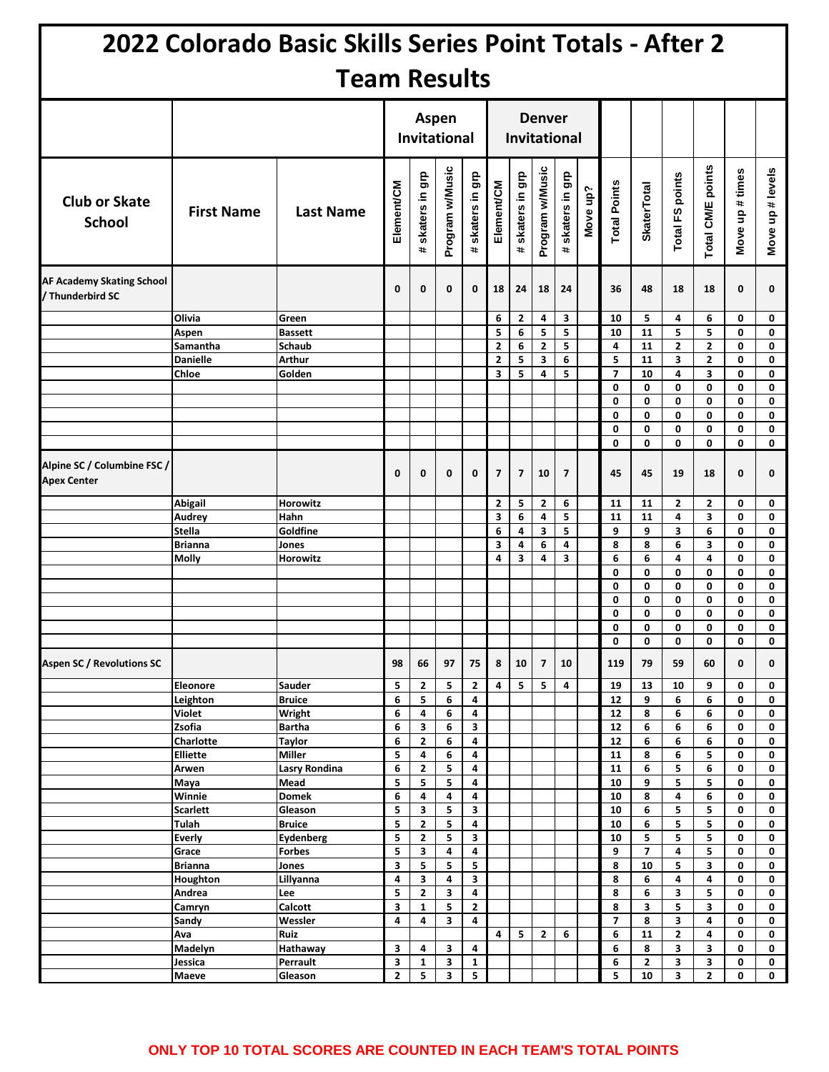# 2022 Colorado Basic Skills Series Point Totals - After 2

## Team Results

| | | | Aspen Invitational | | | | Denver Invitational | | | | | | | | | | |
|---|---|---|---|---|---|---|---|---|---|---|---|---|---|---|---|---|---|
| **Club or Skate School** | **First Name** | **Last Name** | Element/CM | # skaters in grp | Program w/Music | # skaters in grp | Element/CM | # skaters in grp | Program w/Music | # skaters in grp | Move up? | Total Points | SkaterTotal | Total FS points | Total CM/E points | Move up # times | Move up # levels |
| **AF Academy Skating School / Thunderbird SC** | | | 0 | 0 | 0 | 0 | 18 | 24 | 18 | 24 | | 36 | 48 | 18 | 18 | 0 | 0 |
| | Olivia | Green | | | | | 6 | 2 | 4 | 3 | | 10 | 5 | 4 | 6 | 0 | 0 |
| | Aspen | Bassett | | | | | 5 | 6 | 5 | 5 | | 10 | 11 | 5 | 5 | 0 | 0 |
| | Samantha | Schaub | | | | | 2 | 6 | 2 | 5 | | 4 | 11 | 2 | 2 | 0 | 0 |
| | Danielle | Arthur | | | | | 2 | 5 | 3 | 6 | | 5 | 11 | 3 | 2 | 0 | 0 |
| | Chloe | Golden | | | | | 3 | 5 | 4 | 5 | | 7 | 10 | 4 | 3 | 0 | 0 |
| | | | | | | | | | | | | 0 | 0 | 0 | 0 | 0 | 0 |
| | | | | | | | | | | | | 0 | 0 | 0 | 0 | 0 | 0 |
| | | | | | | | | | | | | 0 | 0 | 0 | 0 | 0 | 0 |
| | | | | | | | | | | | | 0 | 0 | 0 | 0 | 0 | 0 |
| | | | | | | | | | | | | 0 | 0 | 0 | 0 | 0 | 0 |
| **Alpine SC / Columbine FSC / Apex Center** | | | 0 | 0 | 0 | 0 | 7 | 7 | 10 | 7 | | 45 | 45 | 19 | 18 | 0 | 0 |
| | Abigail | Horowitz | | | | | 2 | 5 | 2 | 6 | | 11 | 11 | 2 | 2 | 0 | 0 |
| | Audrey | Hahn | | | | | 3 | 6 | 4 | 5 | | 11 | 11 | 4 | 3 | 0 | 0 |
| | Stella | Goldfine | | | | | 6 | 4 | 3 | 5 | | 9 | 9 | 3 | 6 | 0 | 0 |
| | Brianna | Jones | | | | | 3 | 4 | 6 | 4 | | 8 | 8 | 6 | 3 | 0 | 0 |
| | Molly | Horowitz | | | | | 4 | 3 | 4 | 3 | | 6 | 6 | 4 | 4 | 0 | 0 |
| | | | | | | | | | | | | 0 | 0 | 0 | 0 | 0 | 0 |
| | | | | | | | | | | | | 0 | 0 | 0 | 0 | 0 | 0 |
| | | | | | | | | | | | | 0 | 0 | 0 | 0 | 0 | 0 |
| | | | | | | | | | | | | 0 | 0 | 0 | 0 | 0 | 0 |
| | | | | | | | | | | | | 0 | 0 | 0 | 0 | 0 | 0 |
| | | | | | | | | | | | | 0 | 0 | 0 | 0 | 0 | 0 |
| **Aspen SC / Revolutions SC** | | | 98 | 66 | 97 | 75 | 8 | 10 | 7 | 10 | | 119 | 79 | 59 | 60 | 0 | 0 |
| | Eleonore | Sauder | 5 | 2 | 5 | 2 | 4 | 5 | 5 | 4 | | 19 | 13 | 10 | 9 | 0 | 0 |
| | Leighton | Bruice | 6 | 5 | 6 | 4 | | | | | | 12 | 9 | 6 | 6 | 0 | 0 |
| | Violet | Wright | 6 | 4 | 6 | 4 | | | | | | 12 | 8 | 6 | 6 | 0 | 0 |
| | Zsofia | Bartha | 6 | 3 | 6 | 3 | | | | | | 12 | 6 | 6 | 6 | 0 | 0 |
| | Charlotte | Taylor | 6 | 2 | 6 | 4 | | | | | | 12 | 6 | 6 | 6 | 0 | 0 |
| | Elliette | Miller | 5 | 4 | 6 | 4 | | | | | | 11 | 8 | 6 | 5 | 0 | 0 |
| | Arwen | Lasry Rondina | 6 | 2 | 5 | 4 | | | | | | 11 | 6 | 5 | 6 | 0 | 0 |
| | Maya | Mead | 5 | 5 | 5 | 4 | | | | | | 10 | 9 | 5 | 5 | 0 | 0 |
| | Winnie | Domek | 6 | 4 | 4 | 4 | | | | | | 10 | 8 | 4 | 6 | 0 | 0 |
| | Scarlett | Gleason | 5 | 3 | 5 | 3 | | | | | | 10 | 6 | 5 | 5 | 0 | 0 |
| | Tulah | Bruice | 5 | 2 | 5 | 4 | | | | | | 10 | 6 | 5 | 5 | 0 | 0 |
| | Everly | Eydenberg | 5 | 2 | 5 | 3 | | | | | | 10 | 5 | 5 | 5 | 0 | 0 |
| | Grace | Forbes | 5 | 3 | 4 | 4 | | | | | | 9 | 7 | 4 | 5 | 0 | 0 |
| | Brianna | Jones | 3 | 5 | 5 | 5 | | | | | | 8 | 10 | 5 | 3 | 0 | 0 |
| | Houghton | Lillyanna | 4 | 3 | 4 | 3 | | | | | | 8 | 6 | 4 | 4 | 0 | 0 |
| | Andrea | Lee | 5 | 2 | 3 | 4 | | | | | | 8 | 6 | 3 | 5 | 0 | 0 |
| | Camryn | Calcott | 3 | 1 | 5 | 2 | | | | | | 8 | 3 | 5 | 3 | 0 | 0 |
| | Sandy | Wessler | 4 | 4 | 3 | 4 | | | | | | 7 | 8 | 3 | 4 | 0 | 0 |
| | Ava | Ruiz | | | | | 4 | 5 | 2 | 6 | | 6 | 11 | 2 | 4 | 0 | 0 |
| | Madelyn | Hathaway | 3 | 4 | 3 | 4 | | | | | | 6 | 8 | 3 | 3 | 0 | 0 |
| | Jessica | Perrault | 3 | 1 | 3 | 1 | | | | | | 6 | 2 | 3 | 3 | 0 | 0 |
| | Maeve | Gleason | 2 | 5 | 3 | 5 | | | | | | 5 | 10 | 3 | 2 | 0 | 0 |

ONLY TOP 10 TOTAL SCORES ARE COUNTED IN EACH TEAM'S TOTAL POINTS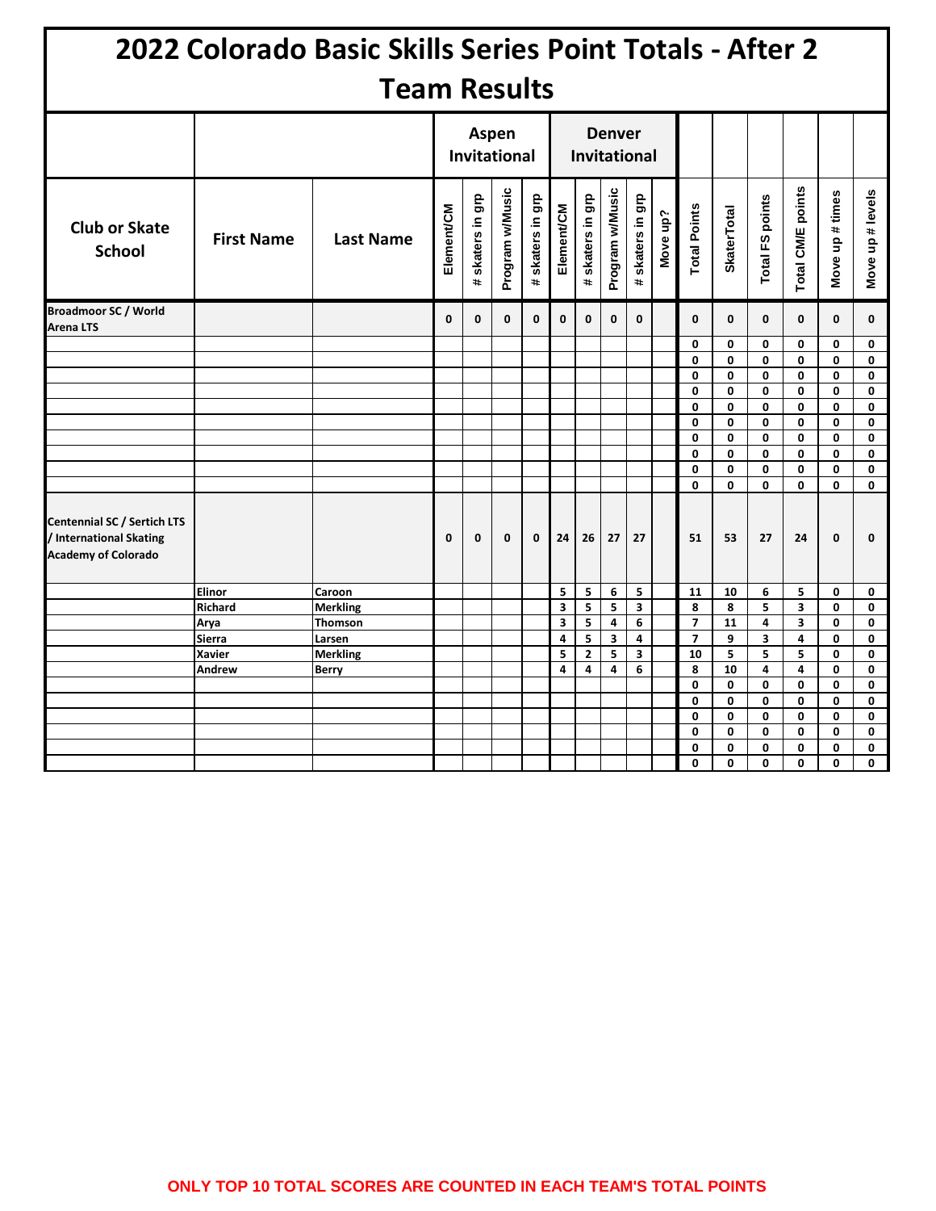# 2022 Colorado Basic Skills Series Point Totals - After 2

## Team Results

| | | | Aspen Invitational | | | | Denver Invitational | | | | | | | | | | |
|---|---|---|---|---|---|---|---|---|---|---|---|---|---|---|---|---|---|
| Club or Skate School | First Name | Last Name | Element/CM | # skaters in grp | Program w/Music | # skaters in grp | Element/CM | # skaters in grp | Program w/Music | # skaters in grp | Move up? | Total Points | SkaterTotal | Total FS points | Total CM/E points | Move up # times | Move up # levels |
| Broadmoor SC / World Arena LTS | | | 0 | 0 | 0 | 0 | 0 | 0 | 0 | 0 | | 0 | 0 | 0 | 0 | 0 | 0 |
| | | | | | | | | | | | | 0 | 0 | 0 | 0 | 0 | 0 |
| | | | | | | | | | | | | 0 | 0 | 0 | 0 | 0 | 0 |
| | | | | | | | | | | | | 0 | 0 | 0 | 0 | 0 | 0 |
| | | | | | | | | | | | | 0 | 0 | 0 | 0 | 0 | 0 |
| | | | | | | | | | | | | 0 | 0 | 0 | 0 | 0 | 0 |
| | | | | | | | | | | | | 0 | 0 | 0 | 0 | 0 | 0 |
| | | | | | | | | | | | | 0 | 0 | 0 | 0 | 0 | 0 |
| | | | | | | | | | | | | 0 | 0 | 0 | 0 | 0 | 0 |
| | | | | | | | | | | | | 0 | 0 | 0 | 0 | 0 | 0 |
| | | | | | | | | | | | | 0 | 0 | 0 | 0 | 0 | 0 |
| Centennial SC / Sertich LTS / International Skating Academy of Colorado | | | 0 | 0 | 0 | 0 | 24 | 26 | 27 | 27 | | 51 | 53 | 27 | 24 | 0 | 0 |
| | Elinor | Caroon | | | | | 5 | 5 | 6 | 5 | | 11 | 10 | 6 | 5 | 0 | 0 |
| | Richard | Merkling | | | | | 3 | 5 | 5 | 3 | | 8 | 8 | 5 | 3 | 0 | 0 |
| | Arya | Thomson | | | | | 3 | 5 | 4 | 6 | | 7 | 11 | 4 | 3 | 0 | 0 |
| | Sierra | Larsen | | | | | 4 | 5 | 3 | 4 | | 7 | 9 | 3 | 4 | 0 | 0 |
| | Xavier | Merkling | | | | | 5 | 2 | 5 | 3 | | 10 | 5 | 5 | 5 | 0 | 0 |
| | Andrew | Berry | | | | | 4 | 4 | 4 | 6 | | 8 | 10 | 4 | 4 | 0 | 0 |
| | | | | | | | | | | | | 0 | 0 | 0 | 0 | 0 | 0 |
| | | | | | | | | | | | | 0 | 0 | 0 | 0 | 0 | 0 |
| | | | | | | | | | | | | 0 | 0 | 0 | 0 | 0 | 0 |
| | | | | | | | | | | | | 0 | 0 | 0 | 0 | 0 | 0 |
| | | | | | | | | | | | | 0 | 0 | 0 | 0 | 0 | 0 |
| | | | | | | | | | | | | 0 | 0 | 0 | 0 | 0 | 0 |

ONLY TOP 10 TOTAL SCORES ARE COUNTED IN EACH TEAM'S TOTAL POINTS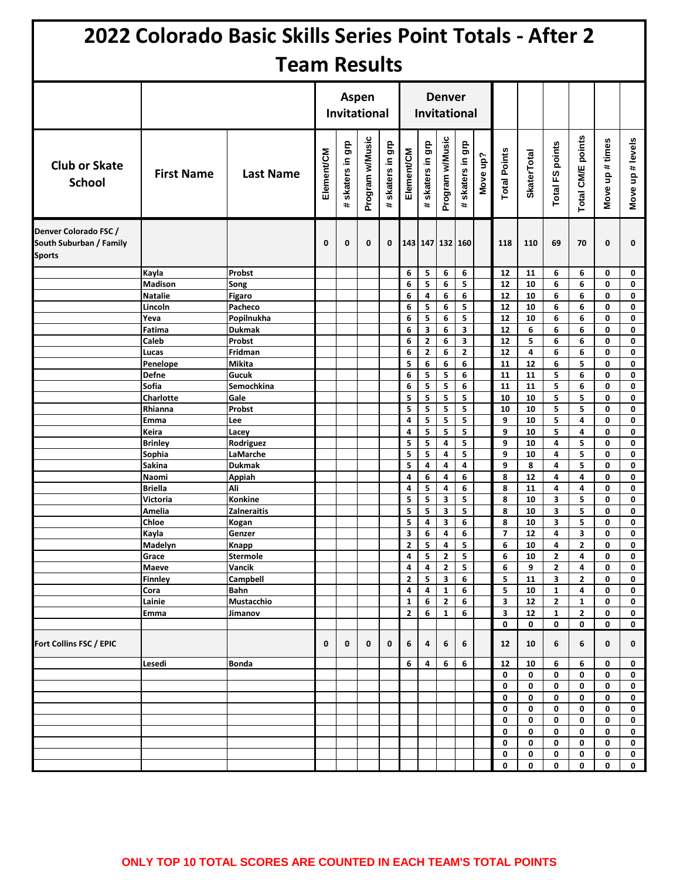# 2022 Colorado Basic Skills Series Point Totals - After 2

## Team Results

| | | | Aspen Invitational | | | | Denver Invitational | | | | | | | | | | |
|---|---|---|---|---|---|---|---|---|---|---|---|---|---|---|---|---|---|
| Club or Skate School | First Name | Last Name | Element/CM | # skaters in grp | Program w/Music | # skaters in grp | Element/CM | # skaters in grp | Program w/Music | # skaters in grp | Move up? | Total Points | SkaterTotal | Total FS points | Total CM/E points | Move up # times | Move up # levels |
| Denver Colorado FSC / South Suburban / Family Sports | | | 0 | 0 | 0 | 0 | 143 | 147 | 132 | 160 | | 118 | 110 | 69 | 70 | 0 | 0 |
| | Kayla | Probst | | | | | 6 | 5 | 6 | 6 | | 12 | 11 | 6 | 6 | 0 | 0 |
| | Madison | Song | | | | | 6 | 5 | 6 | 5 | | 12 | 10 | 6 | 6 | 0 | 0 |
| | Natalie | Figaro | | | | | 6 | 4 | 6 | 6 | | 12 | 10 | 6 | 6 | 0 | 0 |
| | Lincoln | Pacheco | | | | | 6 | 5 | 6 | 5 | | 12 | 10 | 6 | 6 | 0 | 0 |
| | Yeva | Popilnukha | | | | | 6 | 5 | 6 | 5 | | 12 | 10 | 6 | 6 | 0 | 0 |
| | Fatima | Dukmak | | | | | 6 | 3 | 6 | 3 | | 12 | 6 | 6 | 6 | 0 | 0 |
| | Caleb | Probst | | | | | 6 | 2 | 6 | 3 | | 12 | 5 | 6 | 6 | 0 | 0 |
| | Lucas | Fridman | | | | | 6 | 2 | 6 | 2 | | 12 | 4 | 6 | 6 | 0 | 0 |
| | Penelope | Mikita | | | | | 5 | 6 | 6 | 6 | | 11 | 12 | 6 | 5 | 0 | 0 |
| | Defne | Gucuk | | | | | 6 | 5 | 5 | 6 | | 11 | 11 | 5 | 6 | 0 | 0 |
| | Sofia | Semochkina | | | | | 6 | 5 | 5 | 6 | | 11 | 11 | 5 | 6 | 0 | 0 |
| | Charlotte | Gale | | | | | 5 | 5 | 5 | 5 | | 10 | 10 | 5 | 5 | 0 | 0 |
| | Rhianna | Probst | | | | | 5 | 5 | 5 | 5 | | 10 | 10 | 5 | 5 | 0 | 0 |
| | Emma | Lee | | | | | 4 | 5 | 5 | 5 | | 9 | 10 | 5 | 4 | 0 | 0 |
| | Keira | Lacey | | | | | 4 | 5 | 5 | 5 | | 9 | 10 | 5 | 4 | 0 | 0 |
| | Brinley | Rodriguez | | | | | 5 | 5 | 4 | 5 | | 9 | 10 | 4 | 5 | 0 | 0 |
| | Sophia | LaMarche | | | | | 5 | 5 | 4 | 5 | | 9 | 10 | 4 | 5 | 0 | 0 |
| | Sakina | Dukmak | | | | | 5 | 4 | 4 | 4 | | 9 | 8 | 4 | 5 | 0 | 0 |
| | Naomi | Appiah | | | | | 4 | 6 | 4 | 6 | | 8 | 12 | 4 | 4 | 0 | 0 |
| | Briella | Ali | | | | | 4 | 5 | 4 | 6 | | 8 | 11 | 4 | 4 | 0 | 0 |
| | Victoria | Konkine | | | | | 5 | 5 | 3 | 5 | | 8 | 10 | 3 | 5 | 0 | 0 |
| | Amelia | Zalneraitis | | | | | 5 | 5 | 3 | 5 | | 8 | 10 | 3 | 5 | 0 | 0 |
| | Chloe | Kogan | | | | | 5 | 4 | 3 | 6 | | 8 | 10 | 3 | 5 | 0 | 0 |
| | Kayla | Genzer | | | | | 3 | 6 | 4 | 6 | | 7 | 12 | 4 | 3 | 0 | 0 |
| | Madelyn | Knapp | | | | | 2 | 5 | 4 | 5 | | 6 | 10 | 4 | 2 | 0 | 0 |
| | Grace | Stermole | | | | | 4 | 5 | 2 | 5 | | 6 | 10 | 2 | 4 | 0 | 0 |
| | Maeve | Vancik | | | | | 4 | 4 | 2 | 5 | | 6 | 9 | 2 | 4 | 0 | 0 |
| | Finnley | Campbell | | | | | 2 | 5 | 3 | 6 | | 5 | 11 | 3 | 2 | 0 | 0 |
| | Cora | Bahn | | | | | 4 | 4 | 1 | 6 | | 5 | 10 | 1 | 4 | 0 | 0 |
| | Lainie | Mustacchio | | | | | 1 | 6 | 2 | 6 | | 3 | 12 | 2 | 1 | 0 | 0 |
| | Emma | Jimanov | | | | | 2 | 6 | 1 | 6 | | 3 | 12 | 1 | 2 | 0 | 0 |
| | | | | | | | | | | | | 0 | 0 | 0 | 0 | 0 | 0 |
| Fort Collins FSC / EPIC | | | 0 | 0 | 0 | 0 | 6 | 4 | 6 | 6 | | 12 | 10 | 6 | 6 | 0 | 0 |
| | Lesedi | Bonda | | | | | 6 | 4 | 6 | 6 | | 12 | 10 | 6 | 6 | 0 | 0 |
| | | | | | | | | | | | | 0 | 0 | 0 | 0 | 0 | 0 |
| | | | | | | | | | | | | 0 | 0 | 0 | 0 | 0 | 0 |
| | | | | | | | | | | | | 0 | 0 | 0 | 0 | 0 | 0 |
| | | | | | | | | | | | | 0 | 0 | 0 | 0 | 0 | 0 |
| | | | | | | | | | | | | 0 | 0 | 0 | 0 | 0 | 0 |
| | | | | | | | | | | | | 0 | 0 | 0 | 0 | 0 | 0 |
| | | | | | | | | | | | | 0 | 0 | 0 | 0 | 0 | 0 |
| | | | | | | | | | | | | 0 | 0 | 0 | 0 | 0 | 0 |
| | | | | | | | | | | | | 0 | 0 | 0 | 0 | 0 | 0 |

ONLY TOP 10 TOTAL SCORES ARE COUNTED IN EACH TEAM'S TOTAL POINTS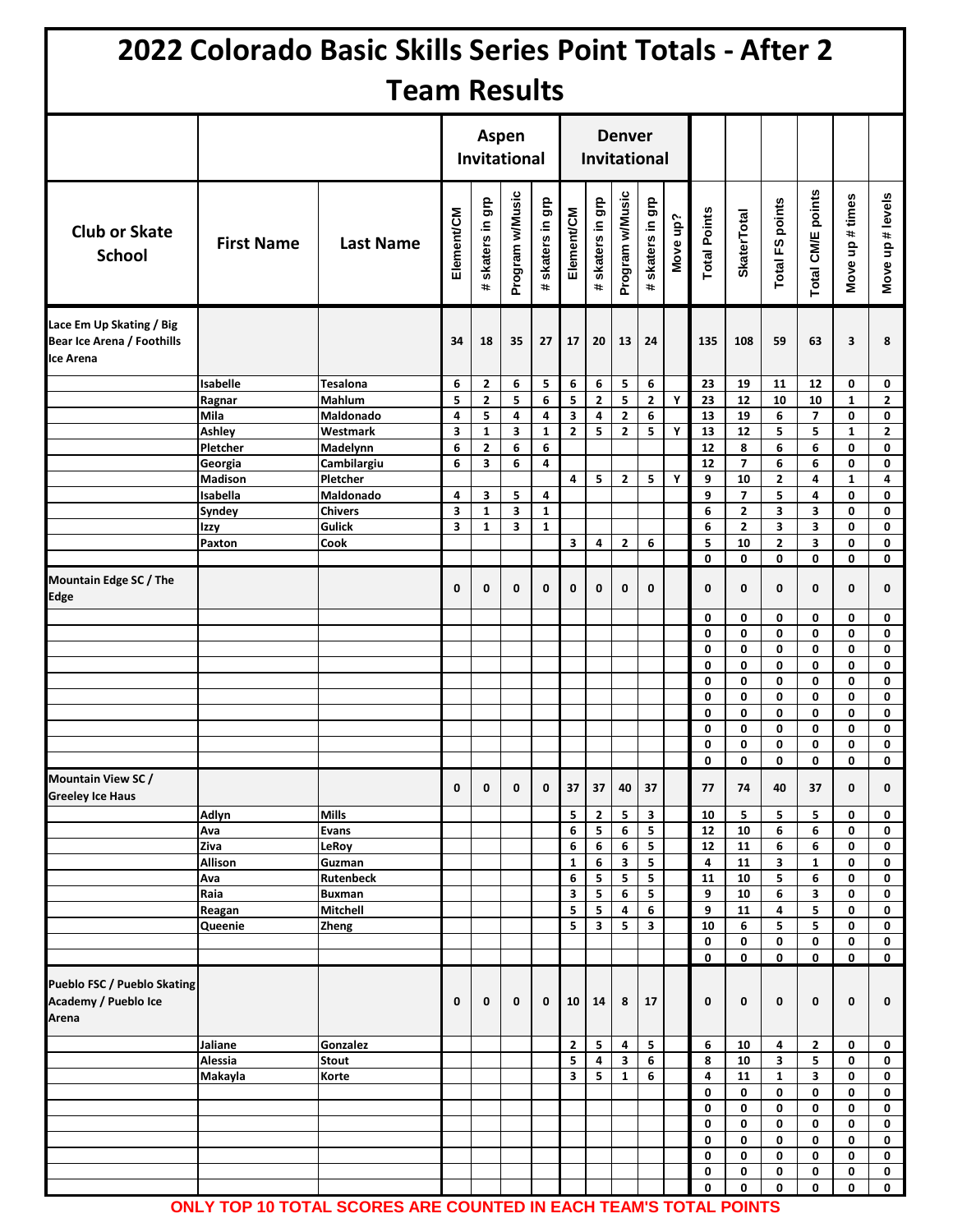# 2022 Colorado Basic Skills Series Point Totals - After 2

## Team Results

| Club or Skate School | First Name | Last Name | Aspen Invitational | | | | Denver Invitational | | | | | | | | | | |
|---|---|---|---|---|---|---|---|---|---|---|---|---|---|---|---|---|---|
| | | | Element/CM | # skaters in grp | Program w/Music | # skaters in grp | Element/CM | # skaters in grp | Program w/Music | # skaters in grp | Move up? | Total Points | SkaterTotal | Total FS points | Total CM/E points | Move up # times | Move up # levels |
| Lace Em Up Skating / Big Bear Ice Arena / Foothills Ice Arena | | | 34 | 18 | 35 | 27 | 17 | 20 | 13 | 24 | | 135 | 108 | 59 | 63 | 3 | 8 |
| | Isabelle | Tesalona | 6 | 2 | 6 | 5 | 6 | 6 | 5 | 6 | | 23 | 19 | 11 | 12 | 0 | 0 |
| | Ragnar | Mahlum | 5 | 2 | 5 | 6 | 5 | 2 | 5 | 2 | Y | 23 | 12 | 10 | 10 | 1 | 2 |
| | Mila | Maldonado | 4 | 5 | 4 | 4 | 3 | 4 | 2 | 6 | | 13 | 19 | 6 | 7 | 0 | 0 |
| | Ashley | Westmark | 3 | 1 | 3 | 1 | 2 | 5 | 2 | 5 | Y | 13 | 12 | 5 | 5 | 1 | 2 |
| | Pletcher | Madelynn | 6 | 2 | 6 | 6 | | | | | | 12 | 8 | 6 | 6 | 0 | 0 |
| | Georgia | Cambilargiu | 6 | 3 | 6 | 4 | | | | | | 12 | 7 | 6 | 6 | 0 | 0 |
| | Madison | Pletcher | | | | | 4 | 5 | 2 | 5 | Y | 9 | 10 | 2 | 4 | 1 | 4 |
| | Isabella | Maldonado | 4 | 3 | 5 | 4 | | | | | | 9 | 7 | 5 | 4 | 0 | 0 |
| | Syndey | Chivers | 3 | 1 | 3 | 1 | | | | | | 6 | 2 | 3 | 3 | 0 | 0 |
| | Izzy | Gulick | 3 | 1 | 3 | 1 | | | | | | 6 | 2 | 3 | 3 | 0 | 0 |
| | Paxton | Cook | | | | | 3 | 4 | 2 | 6 | | 5 | 10 | 2 | 3 | 0 | 0 |
| | | | | | | | | | | | | 0 | 0 | 0 | 0 | 0 | 0 |
| Mountain Edge SC / The Edge | | | 0 | 0 | 0 | 0 | 0 | 0 | 0 | 0 | | 0 | 0 | 0 | 0 | 0 | 0 |
| | | | | | | | | | | | | 0 | 0 | 0 | 0 | 0 | 0 |
| | | | | | | | | | | | | 0 | 0 | 0 | 0 | 0 | 0 |
| | | | | | | | | | | | | 0 | 0 | 0 | 0 | 0 | 0 |
| | | | | | | | | | | | | 0 | 0 | 0 | 0 | 0 | 0 |
| | | | | | | | | | | | | 0 | 0 | 0 | 0 | 0 | 0 |
| | | | | | | | | | | | | 0 | 0 | 0 | 0 | 0 | 0 |
| | | | | | | | | | | | | 0 | 0 | 0 | 0 | 0 | 0 |
| | | | | | | | | | | | | 0 | 0 | 0 | 0 | 0 | 0 |
| | | | | | | | | | | | | 0 | 0 | 0 | 0 | 0 | 0 |
| | | | | | | | | | | | | 0 | 0 | 0 | 0 | 0 | 0 |
| Mountain View SC / Greeley Ice Haus | | | 0 | 0 | 0 | 0 | 37 | 37 | 40 | 37 | | 77 | 74 | 40 | 37 | 0 | 0 |
| | Adlyn | Mills | | | | | 5 | 2 | 5 | 3 | | 10 | 5 | 5 | 5 | 0 | 0 |
| | Ava | Evans | | | | | 6 | 5 | 6 | 5 | | 12 | 10 | 6 | 6 | 0 | 0 |
| | Ziva | LeRoy | | | | | 6 | 6 | 6 | 5 | | 12 | 11 | 6 | 6 | 0 | 0 |
| | Allison | Guzman | | | | | 1 | 6 | 3 | 5 | | 4 | 11 | 3 | 1 | 0 | 0 |
| | Ava | Rutenbeck | | | | | 6 | 5 | 5 | 5 | | 11 | 10 | 5 | 6 | 0 | 0 |
| | Raia | Buxman | | | | | 3 | 5 | 6 | 5 | | 9 | 10 | 6 | 3 | 0 | 0 |
| | Reagan | Mitchell | | | | | 5 | 5 | 4 | 6 | | 9 | 11 | 4 | 5 | 0 | 0 |
| | Queenie | Zheng | | | | | 5 | 3 | 5 | 3 | | 10 | 6 | 5 | 5 | 0 | 0 |
| | | | | | | | | | | | | 0 | 0 | 0 | 0 | 0 | 0 |
| | | | | | | | | | | | | 0 | 0 | 0 | 0 | 0 | 0 |
| Pueblo FSC / Pueblo Skating Academy / Pueblo Ice Arena | | | 0 | 0 | 0 | 0 | 10 | 14 | 8 | 17 | | 0 | 0 | 0 | 0 | 0 | 0 |
| | Jaliane | Gonzalez | | | | | 2 | 5 | 4 | 5 | | 6 | 10 | 4 | 2 | 0 | 0 |
| | Alessia | Stout | | | | | 5 | 4 | 3 | 6 | | 8 | 10 | 3 | 5 | 0 | 0 |
| | Makayla | Korte | | | | | 3 | 5 | 1 | 6 | | 4 | 11 | 1 | 3 | 0 | 0 |
| | | | | | | | | | | | | 0 | 0 | 0 | 0 | 0 | 0 |
| | | | | | | | | | | | | 0 | 0 | 0 | 0 | 0 | 0 |
| | | | | | | | | | | | | 0 | 0 | 0 | 0 | 0 | 0 |
| | | | | | | | | | | | | 0 | 0 | 0 | 0 | 0 | 0 |
| | | | | | | | | | | | | 0 | 0 | 0 | 0 | 0 | 0 |
| | | | | | | | | | | | | 0 | 0 | 0 | 0 | 0 | 0 |
| | | | | | | | | | | | | 0 | 0 | 0 | 0 | 0 | 0 |

ONLY TOP 10 TOTAL SCORES ARE COUNTED IN EACH TEAM'S TOTAL POINTS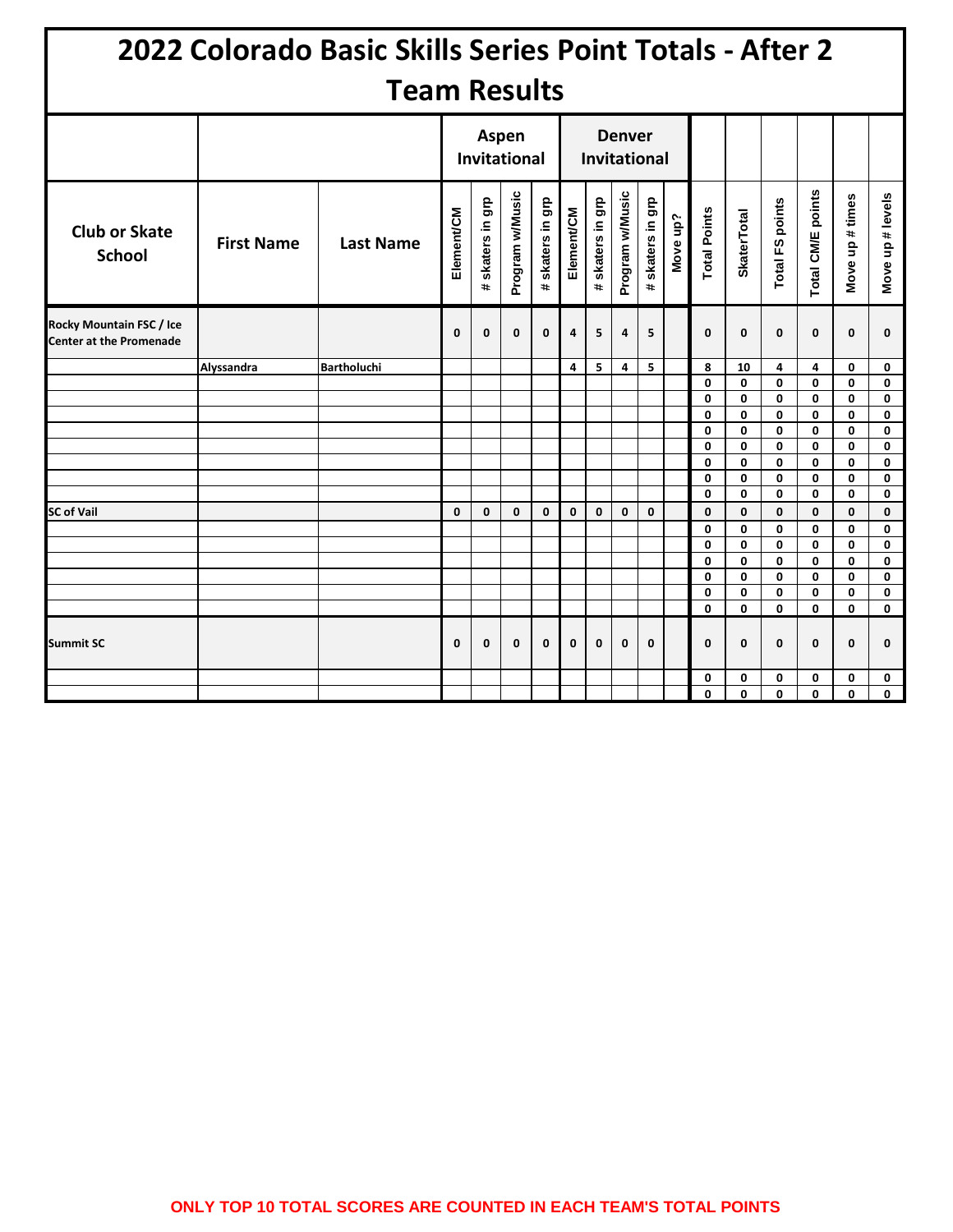# 2022 Colorado Basic Skills Series Point Totals - After 2

## Team Results

| | | | Aspen Invitational | | | | Denver Invitational | | | | | | | | | | |
|---|---|---|---|---|---|---|---|---|---|---|---|---|---|---|---|---|---|
| Club or Skate School | First Name | Last Name | Element/CM | # skaters in grp | Program w/Music | # skaters in grp | Element/CM | # skaters in grp | Program w/Music | # skaters in grp | Move up? | Total Points | SkaterTotal | Total FS points | Total CM/E points | Move up # times | Move up # levels |
| Rocky Mountain FSC / Ice Center at the Promenade | | | 0 | 0 | 0 | 0 | 4 | 5 | 4 | 5 | | 0 | 0 | 0 | 0 | 0 | 0 |
| | Alyssandra | Bartholuchi | | | | | 4 | 5 | 4 | 5 | | 8 | 10 | 4 | 4 | 0 | 0 |
| | | | | | | | | | | | | 0 | 0 | 0 | 0 | 0 | 0 |
| | | | | | | | | | | | | 0 | 0 | 0 | 0 | 0 | 0 |
| | | | | | | | | | | | | 0 | 0 | 0 | 0 | 0 | 0 |
| | | | | | | | | | | | | 0 | 0 | 0 | 0 | 0 | 0 |
| | | | | | | | | | | | | 0 | 0 | 0 | 0 | 0 | 0 |
| | | | | | | | | | | | | 0 | 0 | 0 | 0 | 0 | 0 |
| | | | | | | | | | | | | 0 | 0 | 0 | 0 | 0 | 0 |
| | | | | | | | | | | | | 0 | 0 | 0 | 0 | 0 | 0 |
| SC of Vail | | | 0 | 0 | 0 | 0 | 0 | 0 | 0 | 0 | | 0 | 0 | 0 | 0 | 0 | 0 |
| | | | | | | | | | | | | 0 | 0 | 0 | 0 | 0 | 0 |
| | | | | | | | | | | | | 0 | 0 | 0 | 0 | 0 | 0 |
| | | | | | | | | | | | | 0 | 0 | 0 | 0 | 0 | 0 |
| | | | | | | | | | | | | 0 | 0 | 0 | 0 | 0 | 0 |
| | | | | | | | | | | | | 0 | 0 | 0 | 0 | 0 | 0 |
| | | | | | | | | | | | | 0 | 0 | 0 | 0 | 0 | 0 |
| Summit SC | | | 0 | 0 | 0 | 0 | 0 | 0 | 0 | 0 | | 0 | 0 | 0 | 0 | 0 | 0 |
| | | | | | | | | | | | | 0 | 0 | 0 | 0 | 0 | 0 |
| | | | | | | | | | | | | 0 | 0 | 0 | 0 | 0 | 0 |

ONLY TOP 10 TOTAL SCORES ARE COUNTED IN EACH TEAM'S TOTAL POINTS